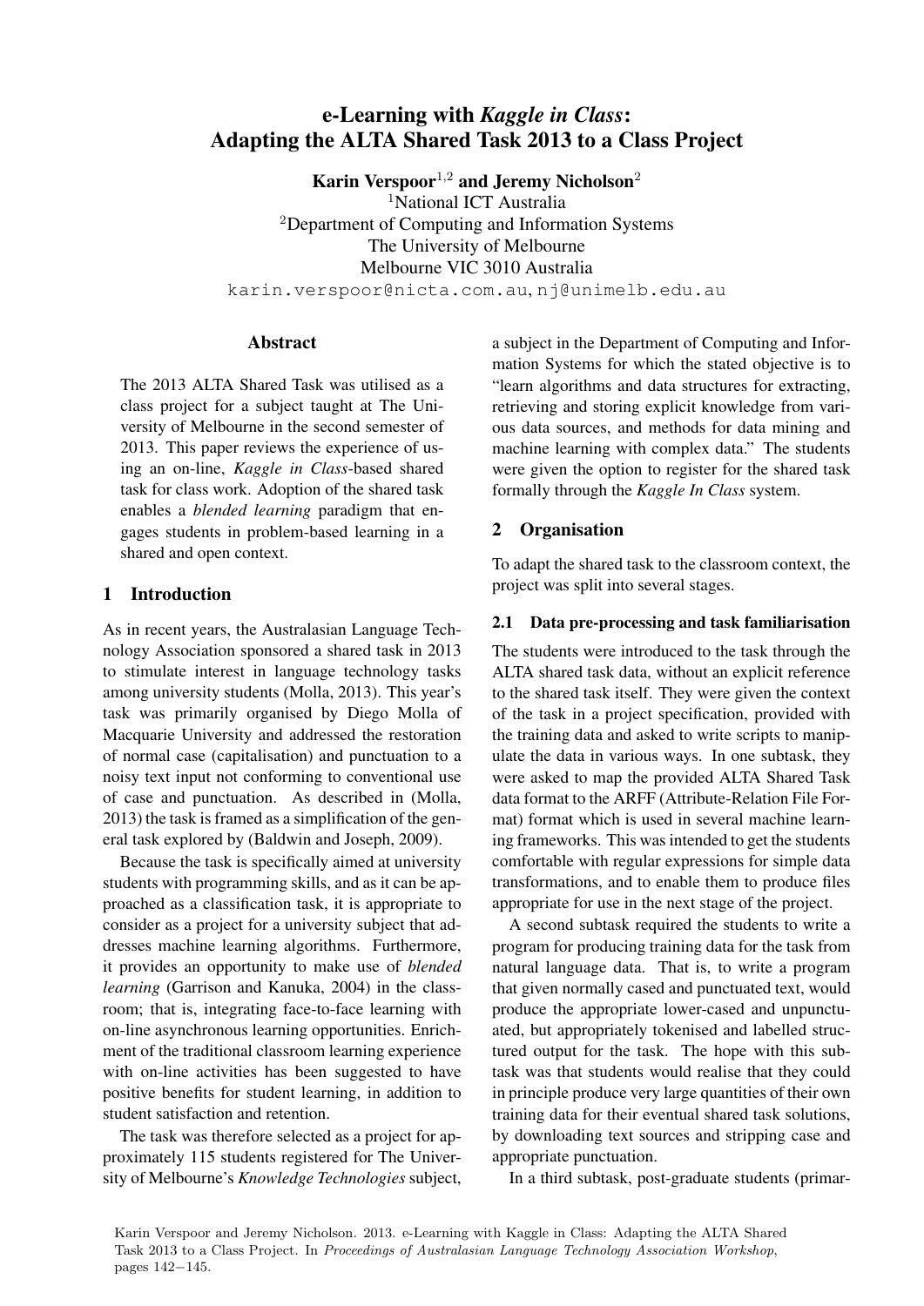# e-Learning with *Kaggle in Class*: Adapting the ALTA Shared Task 2013 to a Class Project

**Karin Verspoor**[1,2] **and Jeremy Nicholson**[2]
[1]National ICT Australia
[2]Department of Computing and Information Systems
The University of Melbourne
Melbourne VIC 3010 Australia
karin.verspoor@nicta.com.au, nj@unimelb.edu.au

## Abstract

The 2013 ALTA Shared Task was utilised as a class project for a subject taught at The University of Melbourne in the second semester of 2013. This paper reviews the experience of using an on-line, *Kaggle in Class*-based shared task for class work. Adoption of the shared task enables a *blended learning* paradigm that engages students in problem-based learning in a shared and open context.

## 1 Introduction

As in recent years, the Australasian Language Technology Association sponsored a shared task in 2013 to stimulate interest in language technology tasks among university students (Molla, 2013). This year's task was primarily organised by Diego Molla of Macquarie University and addressed the restoration of normal case (capitalisation) and punctuation to a noisy text input not conforming to conventional use of case and punctuation. As described in (Molla, 2013) the task is framed as a simplification of the general task explored by (Baldwin and Joseph, 2009).

Because the task is specifically aimed at university students with programming skills, and as it can be approached as a classification task, it is appropriate to consider as a project for a university subject that addresses machine learning algorithms. Furthermore, it provides an opportunity to make use of *blended learning* (Garrison and Kanuka, 2004) in the classroom; that is, integrating face-to-face learning with on-line asynchronous learning opportunities. Enrichment of the traditional classroom learning experience with on-line activities has been suggested to have positive benefits for student learning, in addition to student satisfaction and retention.

The task was therefore selected as a project for approximately 115 students registered for The University of Melbourne's *Knowledge Technologies* subject, a subject in the Department of Computing and Information Systems for which the stated objective is to "learn algorithms and data structures for extracting, retrieving and storing explicit knowledge from various data sources, and methods for data mining and machine learning with complex data." The students were given the option to register for the shared task formally through the *Kaggle In Class* system.

## 2 Organisation

To adapt the shared task to the classroom context, the project was split into several stages.

### 2.1 Data pre-processing and task familiarisation

The students were introduced to the task through the ALTA shared task data, without an explicit reference to the shared task itself. They were given the context of the task in a project specification, provided with the training data and asked to write scripts to manipulate the data in various ways. In one subtask, they were asked to map the provided ALTA Shared Task data format to the ARFF (Attribute-Relation File Format) format which is used in several machine learning frameworks. This was intended to get the students comfortable with regular expressions for simple data transformations, and to enable them to produce files appropriate for use in the next stage of the project.

A second subtask required the students to write a program for producing training data for the task from natural language data. That is, to write a program that given normally cased and punctuated text, would produce the appropriate lower-cased and unpunctuated, but appropriately tokenised and labelled structured output for the task. The hope with this subtask was that students would realise that they could in principle produce very large quantities of their own training data for their eventual shared task solutions, by downloading text sources and stripping case and appropriate punctuation.

In a third subtask, post-graduate students (primar-

Karin Verspoor and Jeremy Nicholson. 2013. e-Learning with Kaggle in Class: Adapting the ALTA Shared Task 2013 to a Class Project. In *Proceedings of Australasian Language Technology Association Workshop*, pages 142−145.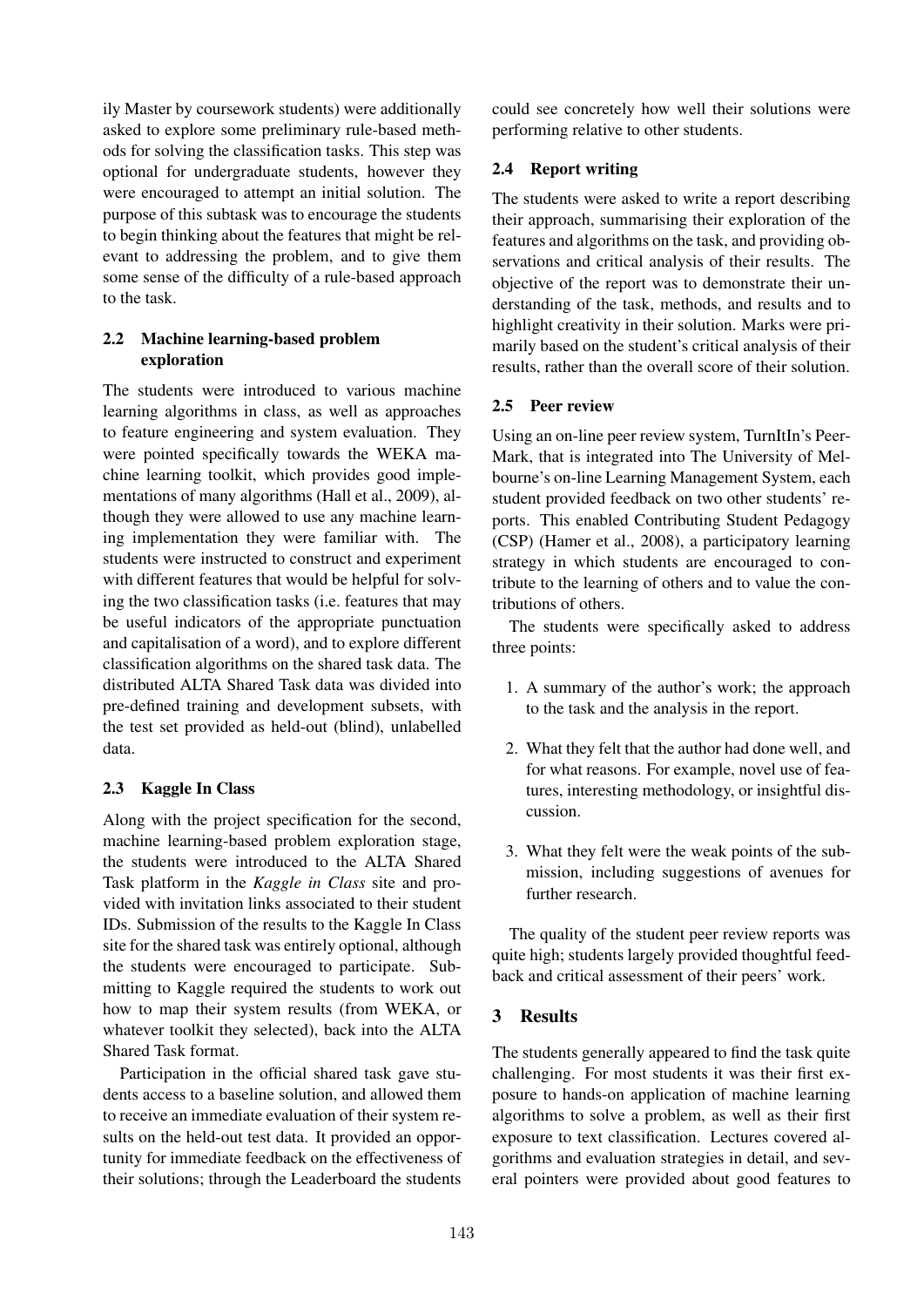ily Master by coursework students) were additionally asked to explore some preliminary rule-based methods for solving the classification tasks. This step was optional for undergraduate students, however they were encouraged to attempt an initial solution. The purpose of this subtask was to encourage the students to begin thinking about the features that might be relevant to addressing the problem, and to give them some sense of the difficulty of a rule-based approach to the task.

### 2.2 Machine learning-based problem exploration

The students were introduced to various machine learning algorithms in class, as well as approaches to feature engineering and system evaluation. They were pointed specifically towards the WEKA machine learning toolkit, which provides good implementations of many algorithms (Hall et al., 2009), although they were allowed to use any machine learning implementation they were familiar with. The students were instructed to construct and experiment with different features that would be helpful for solving the two classification tasks (i.e. features that may be useful indicators of the appropriate punctuation and capitalisation of a word), and to explore different classification algorithms on the shared task data. The distributed ALTA Shared Task data was divided into pre-defined training and development subsets, with the test set provided as held-out (blind), unlabelled data.

### 2.3 Kaggle In Class

Along with the project specification for the second, machine learning-based problem exploration stage, the students were introduced to the ALTA Shared Task platform in the *Kaggle in Class* site and provided with invitation links associated to their student IDs. Submission of the results to the Kaggle In Class site for the shared task was entirely optional, although the students were encouraged to participate. Submitting to Kaggle required the students to work out how to map their system results (from WEKA, or whatever toolkit they selected), back into the ALTA Shared Task format.

Participation in the official shared task gave students access to a baseline solution, and allowed them to receive an immediate evaluation of their system results on the held-out test data. It provided an opportunity for immediate feedback on the effectiveness of their solutions; through the Leaderboard the students could see concretely how well their solutions were performing relative to other students.

### 2.4 Report writing

The students were asked to write a report describing their approach, summarising their exploration of the features and algorithms on the task, and providing observations and critical analysis of their results. The objective of the report was to demonstrate their understanding of the task, methods, and results and to highlight creativity in their solution. Marks were primarily based on the student's critical analysis of their results, rather than the overall score of their solution.

### 2.5 Peer review

Using an on-line peer review system, TurnItIn's PeerMark, that is integrated into The University of Melbourne's on-line Learning Management System, each student provided feedback on two other students' reports. This enabled Contributing Student Pedagogy (CSP) (Hamer et al., 2008), a participatory learning strategy in which students are encouraged to contribute to the learning of others and to value the contributions of others.

The students were specifically asked to address three points:

1. A summary of the author's work; the approach to the task and the analysis in the report.
2. What they felt that the author had done well, and for what reasons. For example, novel use of features, interesting methodology, or insightful discussion.
3. What they felt were the weak points of the submission, including suggestions of avenues for further research.

The quality of the student peer review reports was quite high; students largely provided thoughtful feedback and critical assessment of their peers' work.

## 3 Results

The students generally appeared to find the task quite challenging. For most students it was their first exposure to hands-on application of machine learning algorithms to solve a problem, as well as their first exposure to text classification. Lectures covered algorithms and evaluation strategies in detail, and several pointers were provided about good features to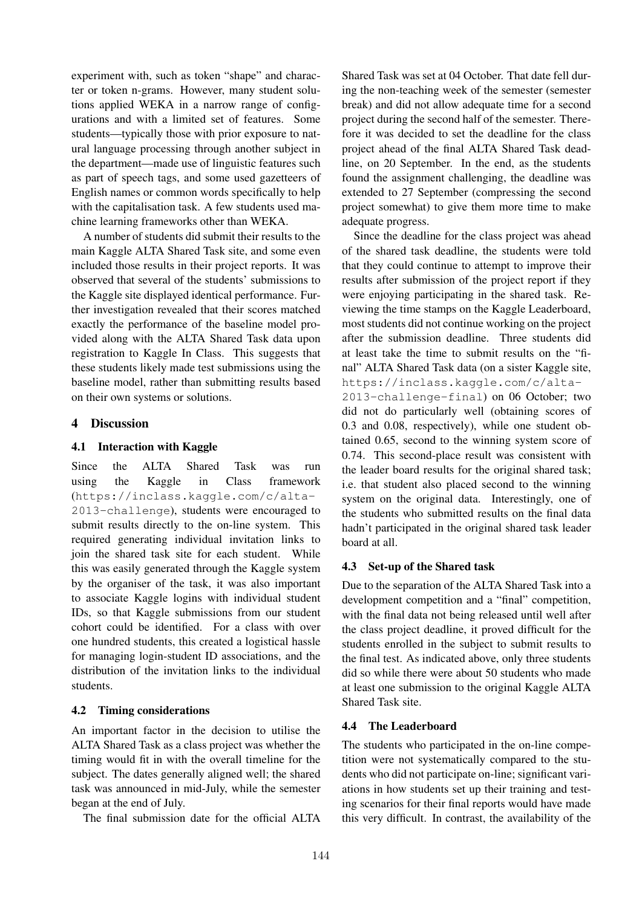experiment with, such as token "shape" and character or token n-grams. However, many student solutions applied WEKA in a narrow range of configurations and with a limited set of features. Some students—typically those with prior exposure to natural language processing through another subject in the department—made use of linguistic features such as part of speech tags, and some used gazetteers of English names or common words specifically to help with the capitalisation task. A few students used machine learning frameworks other than WEKA.

A number of students did submit their results to the main Kaggle ALTA Shared Task site, and some even included those results in their project reports. It was observed that several of the students' submissions to the Kaggle site displayed identical performance. Further investigation revealed that their scores matched exactly the performance of the baseline model provided along with the ALTA Shared Task data upon registration to Kaggle In Class. This suggests that these students likely made test submissions using the baseline model, rather than submitting results based on their own systems or solutions.

## 4 Discussion

### 4.1 Interaction with Kaggle

Since the ALTA Shared Task was run using the Kaggle in Class framework (`https://inclass.kaggle.com/c/alta-2013-challenge`), students were encouraged to submit results directly to the on-line system. This required generating individual invitation links to join the shared task site for each student. While this was easily generated through the Kaggle system by the organiser of the task, it was also important to associate Kaggle logins with individual student IDs, so that Kaggle submissions from our student cohort could be identified. For a class with over one hundred students, this created a logistical hassle for managing login-student ID associations, and the distribution of the invitation links to the individual students.

### 4.2 Timing considerations

An important factor in the decision to utilise the ALTA Shared Task as a class project was whether the timing would fit in with the overall timeline for the subject. The dates generally aligned well; the shared task was announced in mid-July, while the semester began at the end of July.

The final submission date for the official ALTA Shared Task was set at 04 October. That date fell during the non-teaching week of the semester (semester break) and did not allow adequate time for a second project during the second half of the semester. Therefore it was decided to set the deadline for the class project ahead of the final ALTA Shared Task deadline, on 20 September. In the end, as the students found the assignment challenging, the deadline was extended to 27 September (compressing the second project somewhat) to give them more time to make adequate progress.

Since the deadline for the class project was ahead of the shared task deadline, the students were told that they could continue to attempt to improve their results after submission of the project report if they were enjoying participating in the shared task. Reviewing the time stamps on the Kaggle Leaderboard, most students did not continue working on the project after the submission deadline. Three students did at least take the time to submit results on the "final" ALTA Shared Task data (on a sister Kaggle site, `https://inclass.kaggle.com/c/alta-2013-challenge-final`) on 06 October; two did not do particularly well (obtaining scores of 0.3 and 0.08, respectively), while one student obtained 0.65, second to the winning system score of 0.74. This second-place result was consistent with the leader board results for the original shared task; i.e. that student also placed second to the winning system on the original data. Interestingly, one of the students who submitted results on the final data hadn't participated in the original shared task leader board at all.

### 4.3 Set-up of the Shared task

Due to the separation of the ALTA Shared Task into a development competition and a "final" competition, with the final data not being released until well after the class project deadline, it proved difficult for the students enrolled in the subject to submit results to the final test. As indicated above, only three students did so while there were about 50 students who made at least one submission to the original Kaggle ALTA Shared Task site.

### 4.4 The Leaderboard

The students who participated in the on-line competition were not systematically compared to the students who did not participate on-line; significant variations in how students set up their training and testing scenarios for their final reports would have made this very difficult. In contrast, the availability of the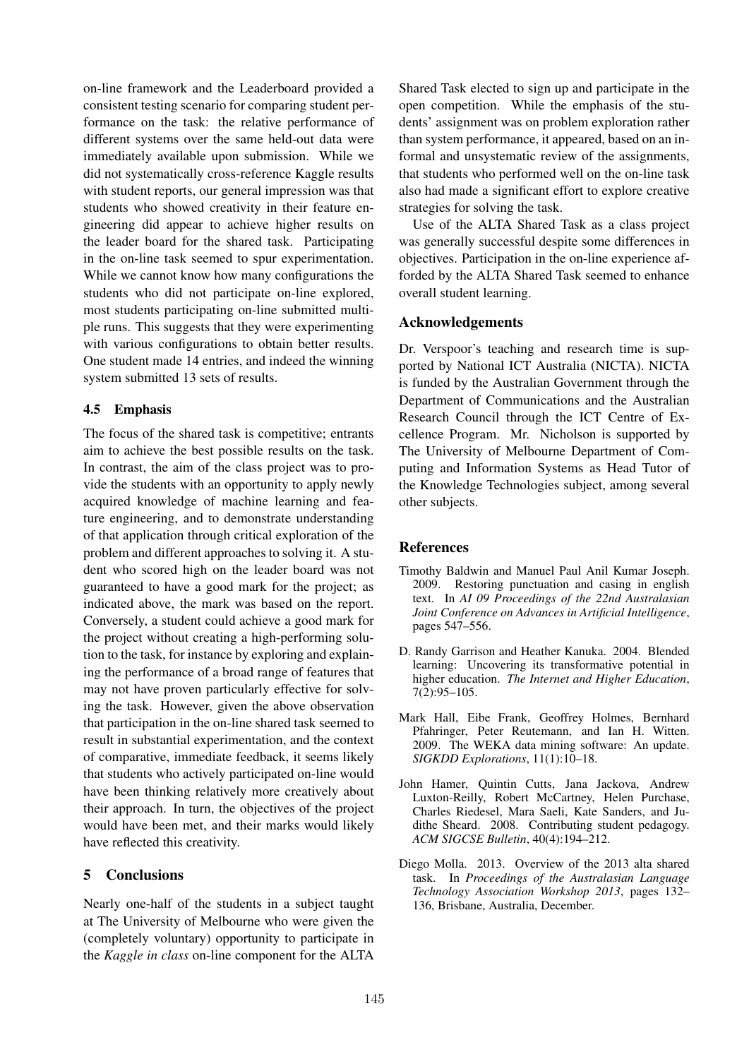on-line framework and the Leaderboard provided a consistent testing scenario for comparing student performance on the task: the relative performance of different systems over the same held-out data were immediately available upon submission. While we did not systematically cross-reference Kaggle results with student reports, our general impression was that students who showed creativity in their feature engineering did appear to achieve higher results on the leader board for the shared task. Participating in the on-line task seemed to spur experimentation. While we cannot know how many configurations the students who did not participate on-line explored, most students participating on-line submitted multiple runs. This suggests that they were experimenting with various configurations to obtain better results. One student made 14 entries, and indeed the winning system submitted 13 sets of results.

### 4.5 Emphasis

The focus of the shared task is competitive; entrants aim to achieve the best possible results on the task. In contrast, the aim of the class project was to provide the students with an opportunity to apply newly acquired knowledge of machine learning and feature engineering, and to demonstrate understanding of that application through critical exploration of the problem and different approaches to solving it. A student who scored high on the leader board was not guaranteed to have a good mark for the project; as indicated above, the mark was based on the report. Conversely, a student could achieve a good mark for the project without creating a high-performing solution to the task, for instance by exploring and explaining the performance of a broad range of features that may not have proven particularly effective for solving the task. However, given the above observation that participation in the on-line shared task seemed to result in substantial experimentation, and the context of comparative, immediate feedback, it seems likely that students who actively participated on-line would have been thinking relatively more creatively about their approach. In turn, the objectives of the project would have been met, and their marks would likely have reflected this creativity.

## 5 Conclusions

Nearly one-half of the students in a subject taught at The University of Melbourne who were given the (completely voluntary) opportunity to participate in the *Kaggle in class* on-line component for the ALTA Shared Task elected to sign up and participate in the open competition. While the emphasis of the students' assignment was on problem exploration rather than system performance, it appeared, based on an informal and unsystematic review of the assignments, that students who performed well on the on-line task also had made a significant effort to explore creative strategies for solving the task.

Use of the ALTA Shared Task as a class project was generally successful despite some differences in objectives. Participation in the on-line experience afforded by the ALTA Shared Task seemed to enhance overall student learning.

## Acknowledgements

Dr. Verspoor's teaching and research time is supported by National ICT Australia (NICTA). NICTA is funded by the Australian Government through the Department of Communications and the Australian Research Council through the ICT Centre of Excellence Program. Mr. Nicholson is supported by The University of Melbourne Department of Computing and Information Systems as Head Tutor of the Knowledge Technologies subject, among several other subjects.

## References

Timothy Baldwin and Manuel Paul Anil Kumar Joseph. 2009. Restoring punctuation and casing in english text. In *AI 09 Proceedings of the 22nd Australasian Joint Conference on Advances in Artificial Intelligence*, pages 547–556.

D. Randy Garrison and Heather Kanuka. 2004. Blended learning: Uncovering its transformative potential in higher education. *The Internet and Higher Education*, 7(2):95–105.

Mark Hall, Eibe Frank, Geoffrey Holmes, Bernhard Pfahringer, Peter Reutemann, and Ian H. Witten. 2009. The WEKA data mining software: An update. *SIGKDD Explorations*, 11(1):10–18.

John Hamer, Quintin Cutts, Jana Jackova, Andrew Luxton-Reilly, Robert McCartney, Helen Purchase, Charles Riedesel, Mara Saeli, Kate Sanders, and Judithe Sheard. 2008. Contributing student pedagogy. *ACM SIGCSE Bulletin*, 40(4):194–212.

Diego Molla. 2013. Overview of the 2013 alta shared task. In *Proceedings of the Australasian Language Technology Association Workshop 2013*, pages 132–136, Brisbane, Australia, December.